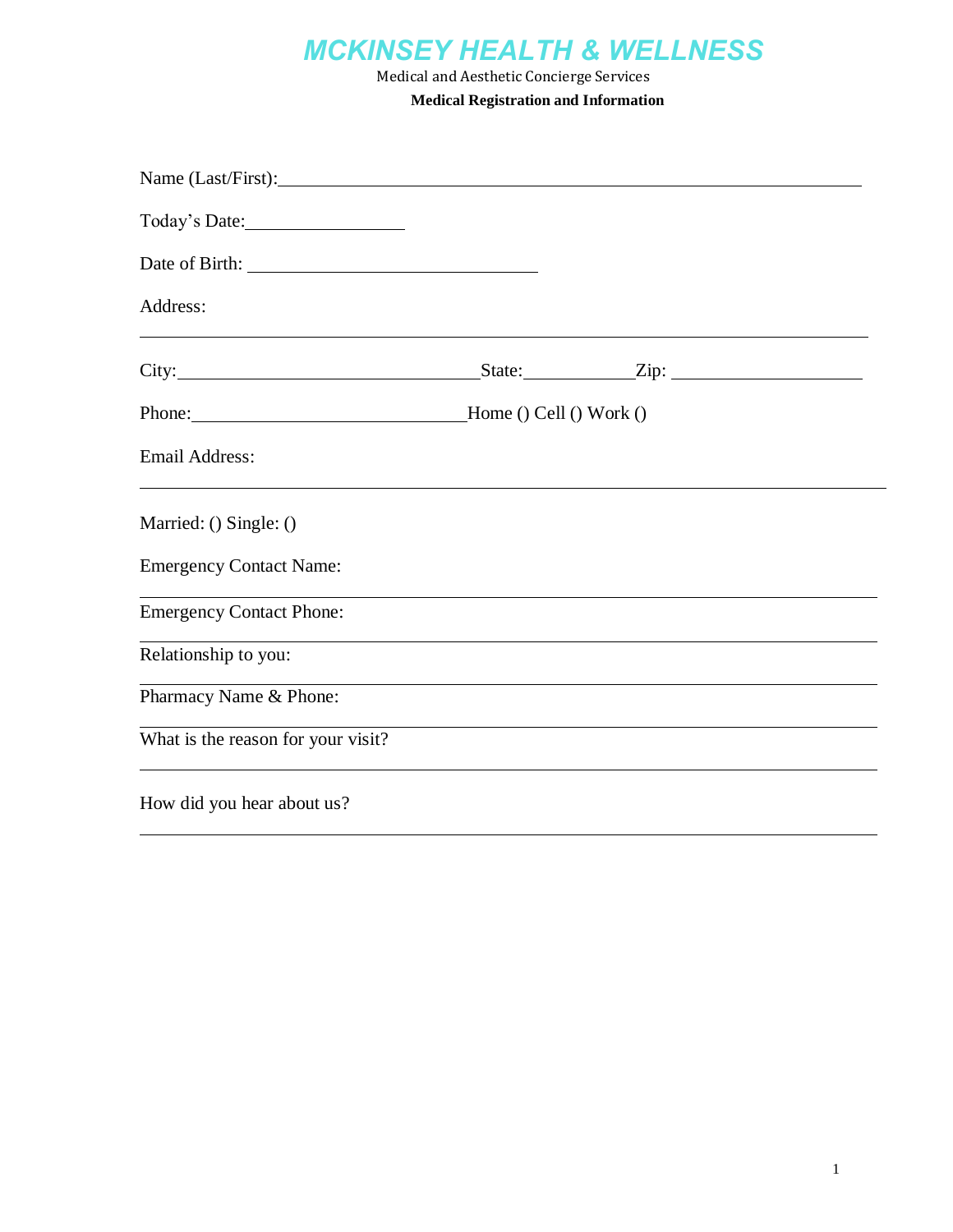# MCKINSEY HEALTH & WELLNESS

Medical and Aesthetic Concierge Services

**Medical Registration and Information**

Name (Last/First): ____________________________________________

Today's Date: ________________

Date of Birth: ____________________________

Address:

______________________________________________________________

City: ____________________________ State: ___________ Zip: ___________________

Phone: ___________________________ Home () Cell () Work ()

Email Address:

______________________________________________________________

Married: () Single: ()

Emergency Contact Name:

______________________________________________________________

Emergency Contact Phone:

______________________________________________________________

Relationship to you:

______________________________________________________________

Pharmacy Name & Phone:

______________________________________________________________

What is the reason for your visit?

______________________________________________________________

How did you hear about us?

______________________________________________________________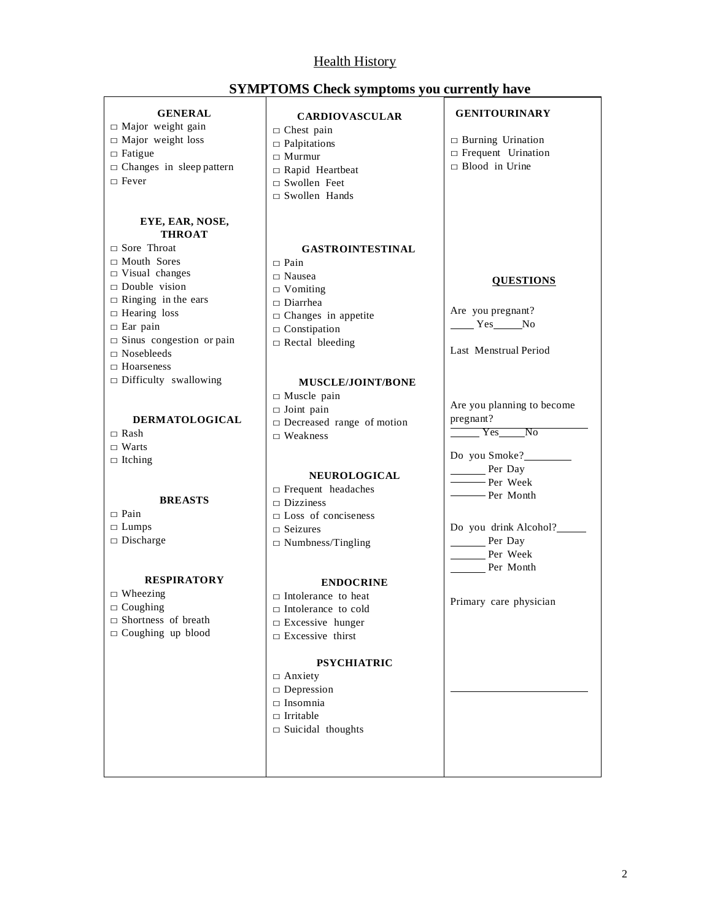# Health History

## SYMPTOMS Check symptoms you currently have

### GENERAL
- □ Major weight gain
- □ Major weight loss
- □ Fatigue
- □ Changes in sleep pattern
- □ Fever

### EYE, EAR, NOSE, THROAT
- □ Sore Throat
- □ Mouth Sores
- □ Visual changes
- □ Double vision
- □ Ringing in the ears
- □ Hearing loss
- □ Ear pain
- □ Sinus congestion or pain
- □ Nosebleeds
- □ Hoarseness
- □ Difficulty swallowing

### DERMATOLOGICAL
- □ Rash
- □ Warts
- □ Itching

### BREASTS
- □ Pain
- □ Lumps
- □ Discharge

### RESPIRATORY
- □ Wheezing
- □ Coughing
- □ Shortness of breath
- □ Coughing up blood

### CARDIOVASCULAR
- □ Chest pain
- □ Palpitations
- □ Murmur
- □ Rapid Heartbeat
- □ Swollen Feet
- □ Swollen Hands

### GASTROINTESTINAL
- □ Pain
- □ Nausea
- □ Vomiting
- □ Diarrhea
- □ Changes in appetite
- □ Constipation
- □ Rectal bleeding

### MUSCLE/JOINT/BONE
- □ Muscle pain
- □ Joint pain
- □ Decreased range of motion
- □ Weakness

### NEUROLOGICAL
- □ Frequent headaches
- □ Dizziness
- □ Loss of conciseness
- □ Seizures
- □ Numbness/Tingling

### ENDOCRINE
- □ Intolerance to heat
- □ Intolerance to cold
- □ Excessive hunger
- □ Excessive thirst

### PSYCHIATRIC
- □ Anxiety
- □ Depression
- □ Insomnia
- □ Irritable
- □ Suicidal thoughts

### GENITOURINARY
- □ Burning Urination
- □ Frequent Urination
- □ Blood in Urine

### QUESTIONS

Are you pregnant?
\_\_\_\_ Yes\_\_\_\_\_No

Last Menstrual Period

Are you planning to become pregnant? \_\_\_\_\_\_\_\_\_\_\_\_
\_\_\_\_\_ Yes\_\_\_\_\_No

Do you Smoke?\_\_\_\_\_\_\_\_\_
\_\_\_\_\_\_ Per Day
\_\_\_\_\_\_ Per Week
\_\_\_\_\_\_ Per Month

Do you drink Alcohol?\_\_\_\_\_\_
\_\_\_\_\_\_ Per Day
\_\_\_\_\_\_ Per Week
\_\_\_\_\_\_ Per Month

Primary care physician

\_\_\_\_\_\_\_\_\_\_\_\_\_\_\_\_\_\_\_\_\_\_\_\_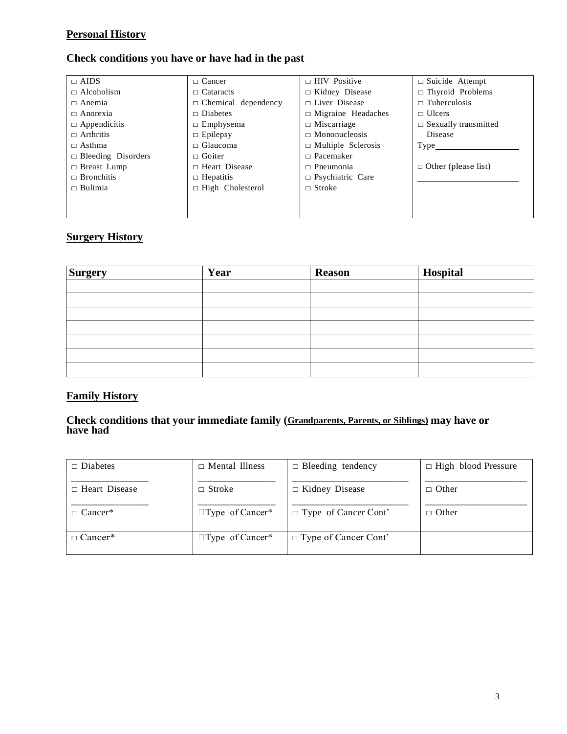## Personal History

### Check conditions you have or have had in the past

| | | | |
|---|---|---|---|
| □ AIDS | □ Cancer | □ HIV Positive | □ Suicide Attempt |
| □ Alcoholism | □ Cataracts | □ Kidney Disease | □ Thyroid Problems |
| □ Anemia | □ Chemical dependency | □ Liver Disease | □ Tuberculosis |
| □ Anorexia | □ Diabetes | □ Migraine Headaches | □ Ulcers |
| □ Appendicitis | □ Emphysema | □ Miscarriage | □ Sexually transmitted Disease |
| □ Arthritis | □ Epilepsy | □ Mononucleosis | Type____________ |
| □ Asthma | □ Glaucoma | □ Multiple Sclerosis | |
| □ Bleeding Disorders | □ Goiter | □ Pacemaker | □ Other (please list) |
| □ Breast Lump | □ Heart Disease | □ Pneumonia | ____________ |
| □ Bronchitis | □ Hepatitis | □ Psychiatric Care | |
| □ Bulimia | □ High Cholesterol | □ Stroke | |

## Surgery History

| Surgery | Year | Reason | Hospital |
|---|---|---|---|
| | | | |
| | | | |
| | | | |
| | | | |
| | | | |
| | | | |
| | | | |

## Family History

### Check conditions that your immediate family (Grandparents, Parents, or Siblings) may have or have had

| | | | |
|---|---|---|---|
| □ Diabetes ____________ | □ Mental Illness ____________ | □ Bleeding tendency ____________ | □ High blood Pressure ____________ |
| □ Heart Disease ____________ | □ Stroke ____________ | □ Kidney Disease ____________ | □ Other ____________ |
| □ Cancer* | □ Type of Cancer* | □ Type of Cancer Cont' | □ Other |
| □ Cancer* | □ Type of Cancer* | □ Type of Cancer Cont' | |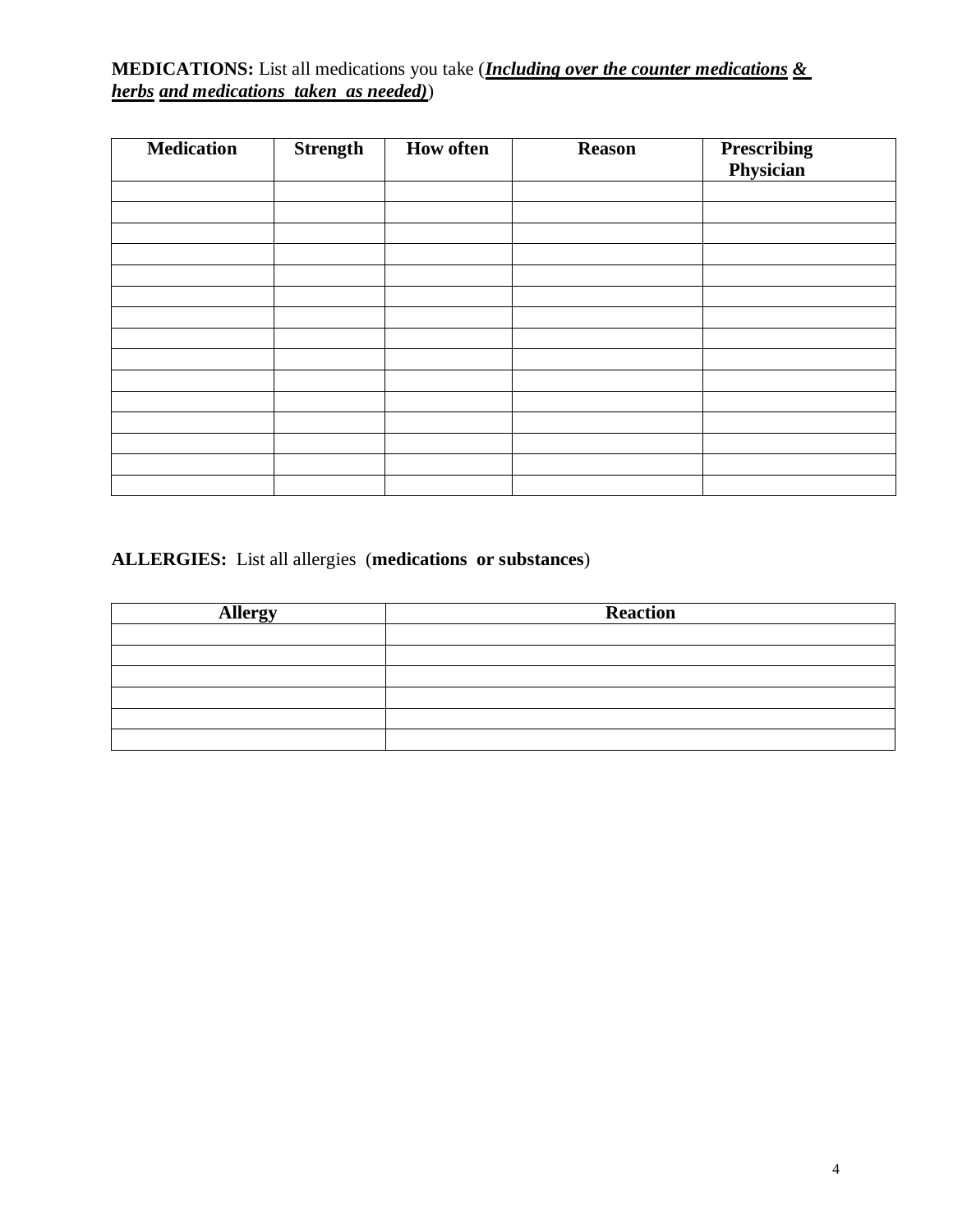**MEDICATIONS:** List all medications you take (***Including over the counter medications & herbs and medications taken as needed)***)

| Medication | Strength | How often | Reason | Prescribing Physician |
|---|---|---|---|---|
| | | | | |
| | | | | |
| | | | | |
| | | | | |
| | | | | |
| | | | | |
| | | | | |
| | | | | |
| | | | | |
| | | | | |
| | | | | |
| | | | | |
| | | | | |
| | | | | |
| | | | | |

**ALLERGIES:** List all allergies (**medications or substances**)

| Allergy | Reaction |
|---|---|
| | |
| | |
| | |
| | |
| | |
| | |